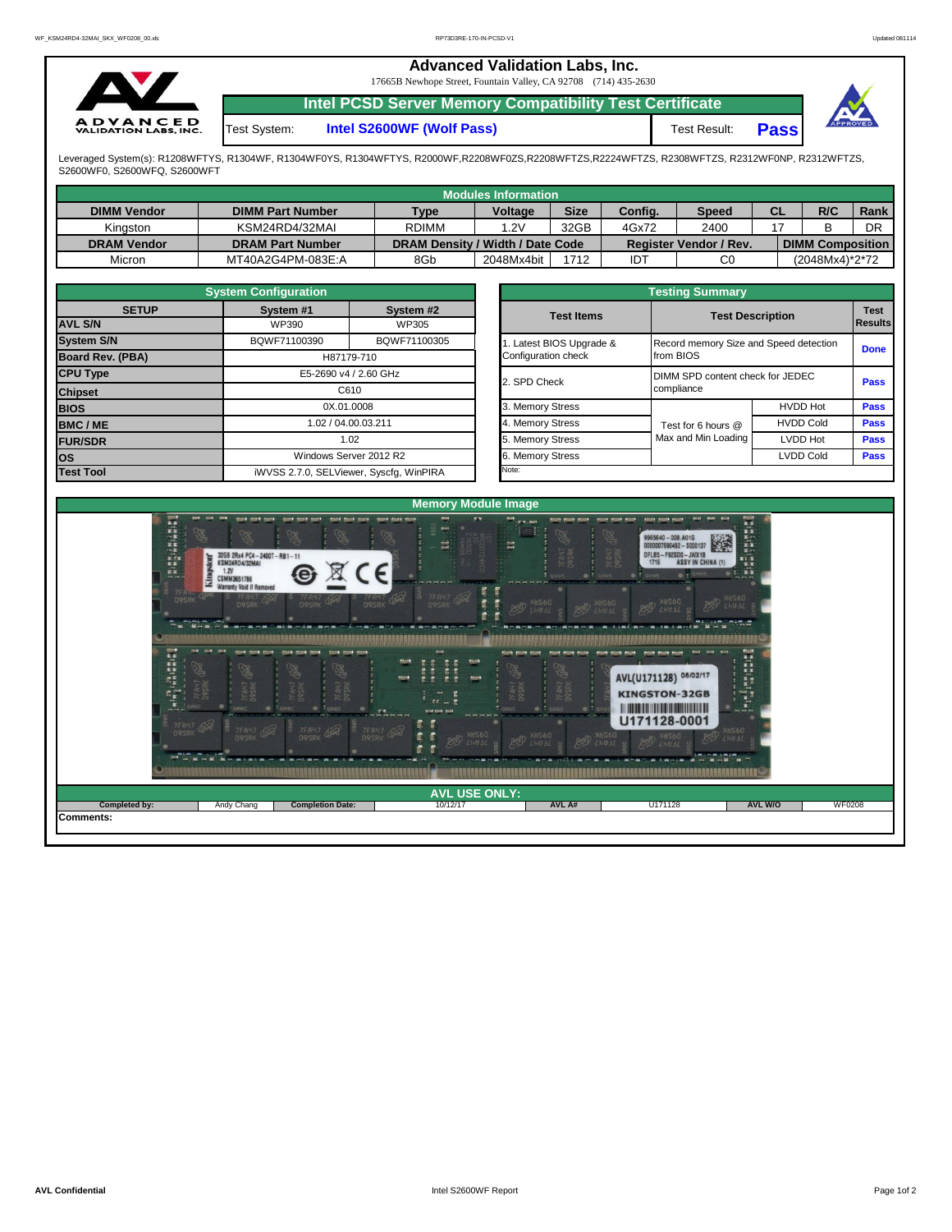# Advanced Validation Labs, Inc.

17665B Newhope Street, Fountain Valley, CA 92708 (714) 435-2630

## Intel PCSD Server Memory Compatibility Test Certificate

Test System: **Intel S2600WF (Wolf Pass)** Test Result: **Pass**

Leveraged System(s): R1208WFTYS, R1304WF, R1304WF0YS, R1304WFTYS, R2000WF,R2208WF0ZS,R2208WFTZS,R2224WFTZS, R2308WFTZS, R2312WF0NP, R2312WFTZS, S2600WF0, S2600WFQ, S2600WFT

| Modules Information | | | | | | | | | |
|---|---|---|---|---|---|---|---|---|---|
| **DIMM Vendor** | **DIMM Part Number** | **Type** | **Voltage** | **Size** | **Config.** | **Speed** | **CL** | **R/C** | **Rank** |
| Kingston | KSM24RD4/32MAI | RDIMM | 1.2V | 32GB | 4Gx72 | 2400 | 17 | B | DR |
| **DRAM Vendor** | **DRAM Part Number** | **DRAM Density / Width / Date Code** | | | **Register Vendor / Rev.** | | **DIMM Composition** | | |
| Micron | MT40A2G4PM-083E:A | 8Gb | 2048Mx4bit | 1712 | IDT | C0 | (2048Mx4)*2*72 | | |

| System Configuration | | |
|---|---|---|
| **SETUP** | **System #1** | **System #2** |
| **AVL S/N** | WP390 | WP305 |
| **System S/N** | BQWF71100390 | BQWF71100305 |
| **Board Rev. (PBA)** | H87179-710 | |
| **CPU Type** | E5-2690 v4 / 2.60 GHz | |
| **Chipset** | C610 | |
| **BIOS** | 0X.01.0008 | |
| **BMC / ME** | 1.02 / 04.00.03.211 | |
| **FUR/SDR** | 1.02 | |
| **OS** | Windows Server 2012 R2 | |
| **Test Tool** | iWVSS 2.7.0, SELViewer, Syscfg, WinPIRA | |

| Testing Summary | | | |
|---|---|---|---|
| **Test Items** | **Test Description** | | **Test Results** |
| 1. Latest BIOS Upgrade & Configuration check | Record memory Size and Speed detection from BIOS | | **Done** |
| 2. SPD Check | DIMM SPD content check for JEDEC compliance | | **Pass** |
| 3. Memory Stress | Test for 6 hours @ Max and Min Loading | HVDD Hot | **Pass** |
| 4. Memory Stress | | HVDD Cold | **Pass** |
| 5. Memory Stress | | LVDD Hot | **Pass** |
| 6. Memory Stress | | LVDD Cold | **Pass** |
| Note: | | | |

## Memory Module Image

| AVL USE ONLY: | | | | | | | |
|---|---|---|---|---|---|---|---|
| **Completed by:** | Andy Chang | **Completion Date:** | 10/12/17 | **AVL A#** | U171128 | **AVL W/O** | WF0208 |

**Comments:**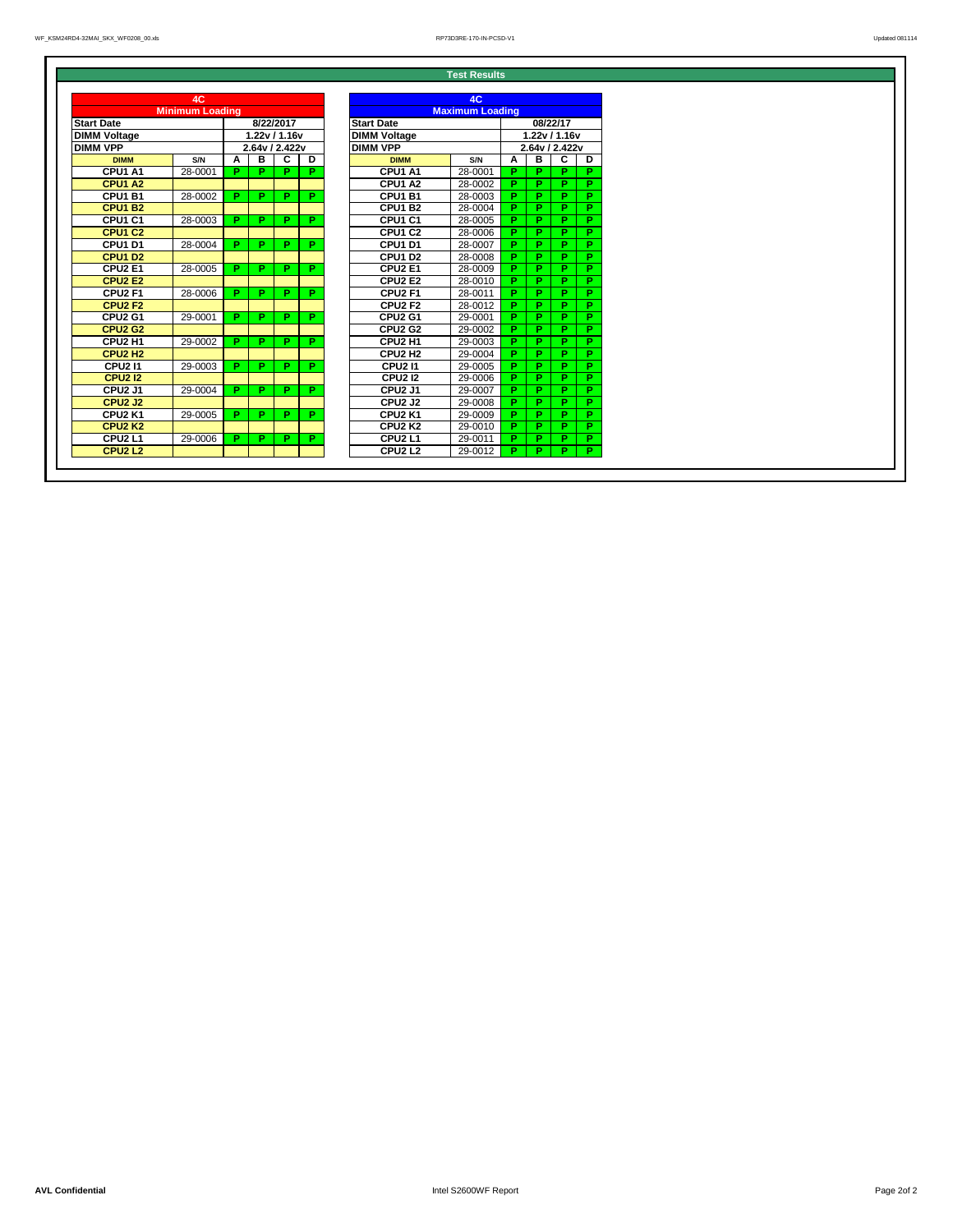## Test Results

| 4C | | | | | |
|---|---|---|---|---|---|
| **Minimum Loading** | | | | | |
| **Start Date** | | 8/22/2017 | | | |
| **DIMM Voltage** | | 1.22v / 1.16v | | | |
| **DIMM VPP** | | 2.64v / 2.422v | | | |
| **DIMM** | **S/N** | **A** | **B** | **C** | **D** |
| CPU1 A1 | 28-0001 | P | P | P | P |
| CPU1 A2 | | | | | |
| CPU1 B1 | 28-0002 | P | P | P | P |
| CPU1 B2 | | | | | |
| CPU1 C1 | 28-0003 | P | P | P | P |
| CPU1 C2 | | | | | |
| CPU1 D1 | 28-0004 | P | P | P | P |
| CPU1 D2 | | | | | |
| CPU2 E1 | 28-0005 | P | P | P | P |
| CPU2 E2 | | | | | |
| CPU2 F1 | 28-0006 | P | P | P | P |
| CPU2 F2 | | | | | |
| CPU2 G1 | 29-0001 | P | P | P | P |
| CPU2 G2 | | | | | |
| CPU2 H1 | 29-0002 | P | P | P | P |
| CPU2 H2 | | | | | |
| CPU2 I1 | 29-0003 | P | P | P | P |
| CPU2 I2 | | | | | |
| CPU2 J1 | 29-0004 | P | P | P | P |
| CPU2 J2 | | | | | |
| CPU2 K1 | 29-0005 | P | P | P | P |
| CPU2 K2 | | | | | |
| CPU2 L1 | 29-0006 | P | P | P | P |
| CPU2 L2 | | | | | |

| 4C | | | | | |
|---|---|---|---|---|---|
| **Maximum Loading** | | | | | |
| **Start Date** | | 08/22/17 | | | |
| **DIMM Voltage** | | 1.22v / 1.16v | | | |
| **DIMM VPP** | | 2.64v / 2.422v | | | |
| **DIMM** | **S/N** | **A** | **B** | **C** | **D** |
| CPU1 A1 | 28-0001 | P | P | P | P |
| CPU1 A2 | 28-0002 | P | P | P | P |
| CPU1 B1 | 28-0003 | P | P | P | P |
| CPU1 B2 | 28-0004 | P | P | P | P |
| CPU1 C1 | 28-0005 | P | P | P | P |
| CPU1 C2 | 28-0006 | P | P | P | P |
| CPU1 D1 | 28-0007 | P | P | P | P |
| CPU1 D2 | 28-0008 | P | P | P | P |
| CPU2 E1 | 28-0009 | P | P | P | P |
| CPU2 E2 | 28-0010 | P | P | P | P |
| CPU2 F1 | 28-0011 | P | P | P | P |
| CPU2 F2 | 28-0012 | P | P | P | P |
| CPU2 G1 | 29-0001 | P | P | P | P |
| CPU2 G2 | 29-0002 | P | P | P | P |
| CPU2 H1 | 29-0003 | P | P | P | P |
| CPU2 H2 | 29-0004 | P | P | P | P |
| CPU2 I1 | 29-0005 | P | P | P | P |
| CPU2 I2 | 29-0006 | P | P | P | P |
| CPU2 J1 | 29-0007 | P | P | P | P |
| CPU2 J2 | 29-0008 | P | P | P | P |
| CPU2 K1 | 29-0009 | P | P | P | P |
| CPU2 K2 | 29-0010 | P | P | P | P |
| CPU2 L1 | 29-0011 | P | P | P | P |
| CPU2 L2 | 29-0012 | P | P | P | P |